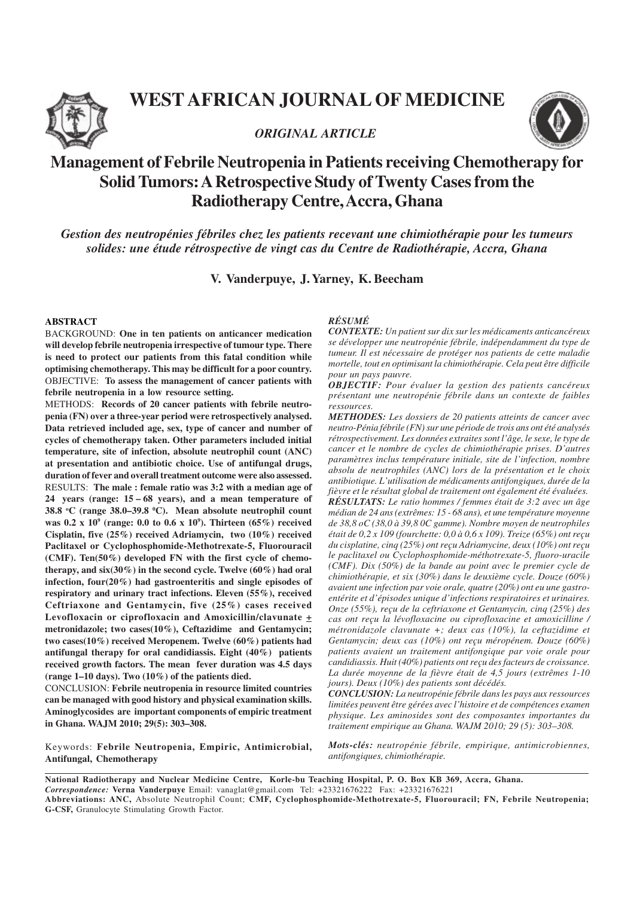# WEST AFRICAN JOURNAL OF MEDICINE

*ORIGINAL ARTICLE*

# Management of Febrile Neutropenia in Patients receiving Chemotherapy for Solid Tumors: A Retrospective Study of Twenty Cases from the Radiotherapy Centre, Accra, Ghana

*Gestion des neutropénies fébriles chez les patients recevant une chimiothérapie pour les tumeurs solides: une étude rétrospective de vingt cas du Centre de Radiothérapie, Accra, Ghana*

**V. Vanderpuye, J. Yarney, K. Beecham**

## ABSTRACT

BACKGROUND: **One in ten patients on anticancer medication will develop febrile neutropenia irrespective of tumour type. There is need to protect our patients from this fatal condition while optimising chemotherapy. This may be difficult for a poor country.**

OBJECTIVE: **To assess the management of cancer patients with febrile neutropenia in a low resource setting.**

METHODS: **Records of 20 cancer patients with febrile neutropenia (FN) over a three-year period were retrospectively analysed. Data retrieved included age, sex, type of cancer and number of cycles of chemotherapy taken. Other parameters included initial temperature, site of infection, absolute neutrophil count (ANC) at presentation and antibiotic choice. Use of antifungal drugs, duration of fever and overall treatment outcome were also assessed.**

RESULTS: **The male : female ratio was 3:2 with a median age of 24 years (range: 15 – 68 years), and a mean temperature of 38.8 °C (range 38.0–39.8 °C). Mean absolute neutrophil count was 0.2 x $10^9$ (range: 0.0 to 0.6 x $10^9$). Thirteen (65%) received Cisplatin, five (25%) received Adriamycin, two (10%) received Paclitaxel or Cyclophosphomide-Methotrexate-5, Fluorouracil (CMF). Ten(50%) developed FN with the first cycle of chemotherapy, and six(30%) in the second cycle. Twelve (60%) had oral infection, four(20%) had gastroenteritis and single episodes of respiratory and urinary tract infections. Eleven (55%), received Ceftriaxone and Gentamycin, five (25%) cases received Levofloxacin or ciprofloxacin and Amoxicillin/clavunate ± metronidazole; two cases(10%), Ceftazidime and Gentamycin; two cases(10%) received Meropenem. Twelve (60%) patients had antifungal therapy for oral candidiassis. Eight (40%) patients received growth factors. The mean fever duration was 4.5 days (range 1–10 days). Two (10%) of the patients died.**

CONCLUSION: **Febrile neutropenia in resource limited countries can be managed with good history and physical examination skills. Aminoglycosides are important components of empiric treatment in Ghana. WAJM 2010; 29(5): 303–308.**

Keywords: **Febrile Neutropenia, Empiric, Antimicrobial, Antifungal, Chemotherapy**

## *RÉSUMÉ*

***CONTEXTE:*** *Un patient sur dix sur les médicaments anticancéreux se développer une neutropénie fébrile, indépendamment du type de tumeur. Il est nécessaire de protéger nos patients de cette maladie mortelle, tout en optimisant la chimiothérapie. Cela peut être difficile pour un pays pauvre.*

***OBJECTIF:*** *Pour évaluer la gestion des patients cancéreux présentant une neutropénie fébrile dans un contexte de faibles ressources.*

***METHODES:*** *Les dossiers de 20 patients atteints de cancer avec neutro-Pénia fébrile (FN) sur une période de trois ans ont été analysés rétrospectivement. Les données extraites sont l'âge, le sexe, le type de cancer et le nombre de cycles de chimiothérapie prises. D'autres paramètres inclus température initiale, site de l'infection, nombre absolu de neutrophiles (ANC) lors de la présentation et le choix antibiotique. L'utilisation de médicaments antifongiques, durée de la fièvre et le résultat global de traitement ont également été évaluées.*

***RÉSULTATS:*** *Le ratio hommes / femmes était de 3:2 avec un âge médian de 24 ans (extrêmes: 15 - 68 ans), et une température moyenne de 38,8 oC (38,0 à 39,8 0C gamme). Nombre moyen de neutrophiles était de 0,2 x 109 (fourchette: 0,0 à 0,6 x 109). Treize (65%) ont reçu du cisplatine, cinq (25%) ont reçu Adriamycine, deux (10%) ont reçu le paclitaxel ou Cyclophosphomide-méthotrexate-5, fluoro-uracile (CMF). Dix (50%) de la bande au point avec le premier cycle de chimiothérapie, et six (30%) dans le deuxième cycle. Douze (60%) avaient une infection par voie orale, quatre (20%) ont eu une gastro-entérite et d'épisodes unique d'infections respiratoires et urinaires. Onze (55%), reçu de la ceftriaxone et Gentamycin, cinq (25%) des cas ont reçu la lévofloxacine ou ciprofloxacine et amoxicilline / métronidazole clavunate +; deux cas (10%), la ceftazidime et Gentamycin; deux cas (10%) ont reçu méropénem. Douze (60%) patients avaient un traitement antifongique par voie orale pour candidiassis. Huit (40%) patients ont reçu des facteurs de croissance. La durée moyenne de la fièvre était de 4,5 jours (extrêmes 1-10 jours). Deux (10%) des patients sont décédés.*

***CONCLUSION:*** *La neutropénie fébrile dans les pays aux ressources limitées peuvent être gérées avec l'histoire et de compétences examen physique. Les aminosides sont des composantes importantes du traitement empirique au Ghana. WAJM 2010; 29 (5): 303–308.*

***Mots-clés:*** *neutropénie fébrile, empirique, antimicrobiennes, antifongiques, chimiothérapie.*

---

**National Radiotherapy and Nuclear Medicine Centre, Korle-bu Teaching Hospital, P. O. Box KB 369, Accra, Ghana.**

***Correspondence:*** **Verna Vanderpuye** Email: vanaglat@gmail.com Tel: +23321676222 Fax: +23321676221

**Abbreviations: ANC,** Absolute Neutrophil Count; **CMF, Cyclophosphomide-Methotrexate-5, Fluorouracil; FN, Febrile Neutropenia; G-CSF,** Granulocyte Stimulating Growth Factor.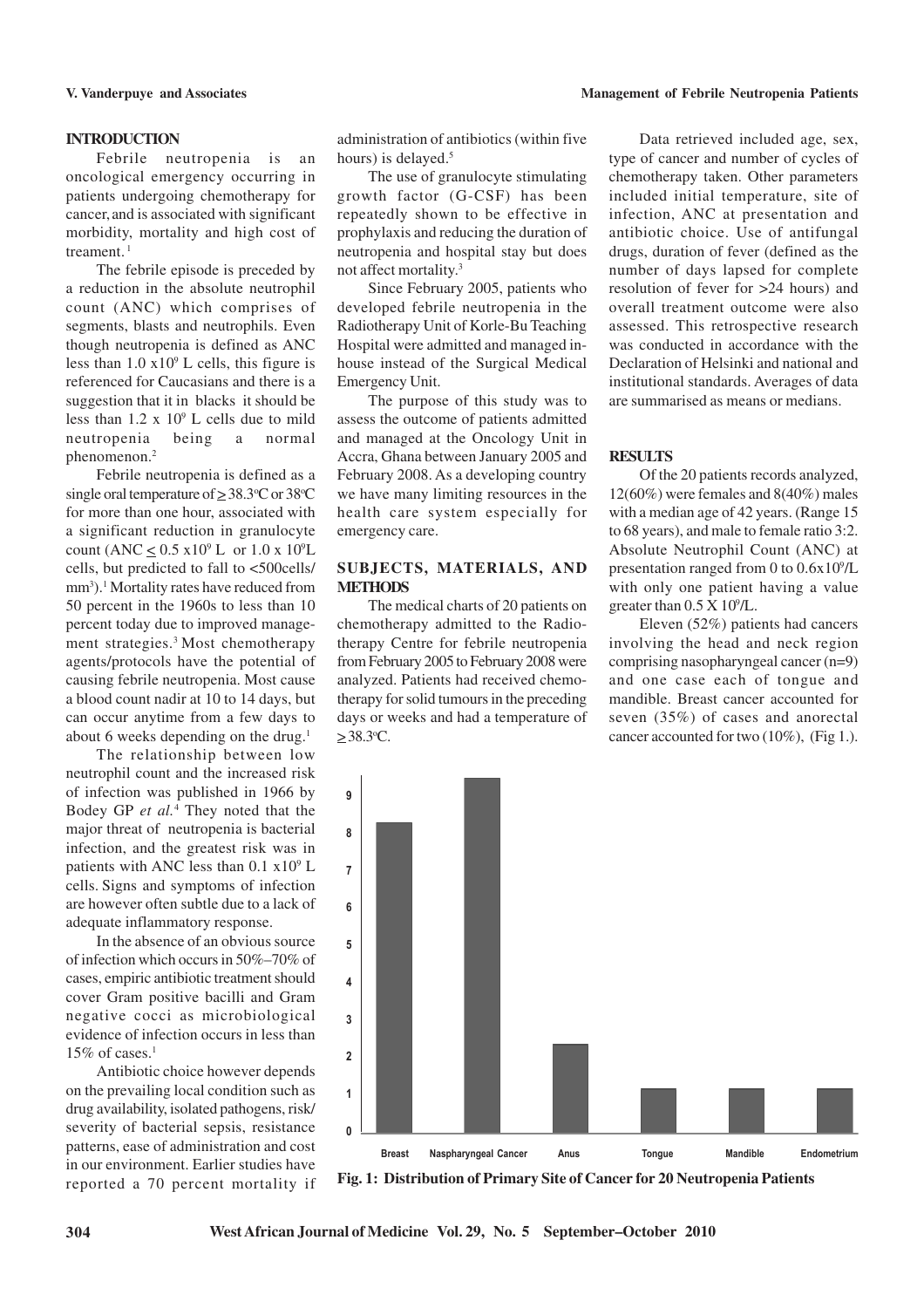## INTRODUCTION

Febrile neutropenia is an oncological emergency occurring in patients undergoing chemotherapy for cancer, and is associated with significant morbidity, mortality and high cost of treament.[1]

The febrile episode is preceded by a reduction in the absolute neutrophil count (ANC) which comprises of segments, blasts and neutrophils. Even though neutropenia is defined as ANC less than $1.0 \times 10^9$ L cells, this figure is referenced for Caucasians and there is a suggestion that it in blacks it should be less than $1.2 \times 10^9$ L cells due to mild neutropenia being a normal phenomenon.[2]

Febrile neutropenia is defined as a single oral temperature of $\geq 38.3^{o}C$ or $38^{o}C$ for more than one hour, associated with a significant reduction in granulocyte count (ANC $\leq 0.5 \times 10^9$ L or $1.0 \times 10^9$L cells, but predicted to fall to <500cells/$mm^3$).[1] Mortality rates have reduced from 50 percent in the 1960s to less than 10 percent today due to improved management strategies.[3] Most chemotherapy agents/protocols have the potential of causing febrile neutropenia. Most cause a blood count nadir at 10 to 14 days, but can occur anytime from a few days to about 6 weeks depending on the drug.[1]

The relationship between low neutrophil count and the increased risk of infection was published in 1966 by Bodey GP *et al.*[4] They noted that the major threat of neutropenia is bacterial infection, and the greatest risk was in patients with ANC less than $0.1 \times 10^9$ L cells. Signs and symptoms of infection are however often subtle due to a lack of adequate inflammatory response.

In the absence of an obvious source of infection which occurs in 50%–70% of cases, empiric antibiotic treatment should cover Gram positive bacilli and Gram negative cocci as microbiological evidence of infection occurs in less than 15% of cases.[1]

Antibiotic choice however depends on the prevailing local condition such as drug availability, isolated pathogens, risk/severity of bacterial sepsis, resistance patterns, ease of administration and cost in our environment. Earlier studies have reported a 70 percent mortality if administration of antibiotics (within five hours) is delayed.[5]

The use of granulocyte stimulating growth factor (G-CSF) has been repeatedly shown to be effective in prophylaxis and reducing the duration of neutropenia and hospital stay but does not affect mortality.[3]

Since February 2005, patients who developed febrile neutropenia in the Radiotherapy Unit of Korle-Bu Teaching Hospital were admitted and managed in-house instead of the Surgical Medical Emergency Unit.

The purpose of this study was to assess the outcome of patients admitted and managed at the Oncology Unit in Accra, Ghana between January 2005 and February 2008. As a developing country we have many limiting resources in the health care system especially for emergency care.

## SUBJECTS, MATERIALS, AND METHODS

The medical charts of 20 patients on chemotherapy admitted to the Radiotherapy Centre for febrile neutropenia from February 2005 to February 2008 were analyzed. Patients had received chemotherapy for solid tumours in the preceding days or weeks and had a temperature of $\geq 38.3^{o}C$.

Data retrieved included age, sex, type of cancer and number of cycles of chemotherapy taken. Other parameters included initial temperature, site of infection, ANC at presentation and antibiotic choice. Use of antifungal drugs, duration of fever (defined as the number of days lapsed for complete resolution of fever for >24 hours) and overall treatment outcome were also assessed. This retrospective research was conducted in accordance with the Declaration of Helsinki and national and institutional standards. Averages of data are summarised as means or medians.

## RESULTS

Of the 20 patients records analyzed, 12(60%) were females and 8(40%) males with a median age of 42 years. (Range 15 to 68 years), and male to female ratio 3:2. Absolute Neutrophil Count (ANC) at presentation ranged from 0 to $0.6 \times 10^9$/L with only one patient having a value greater than $0.5 \times 10^9$/L.

Eleven (52%) patients had cancers involving the head and neck region comprising nasopharyngeal cancer (n=9) and one case each of tongue and mandible. Breast cancer accounted for seven (35%) of cases and anorectal cancer accounted for two (10%), (Fig 1.).

9
8
7
6
5
4
3
2
1
0

Breast
Naspharyngeal Cancer
Anus
Tongue
Mandible
Endometrium

**Fig. 1: Distribution of Primary Site of Cancer for 20 Neutropenia Patients**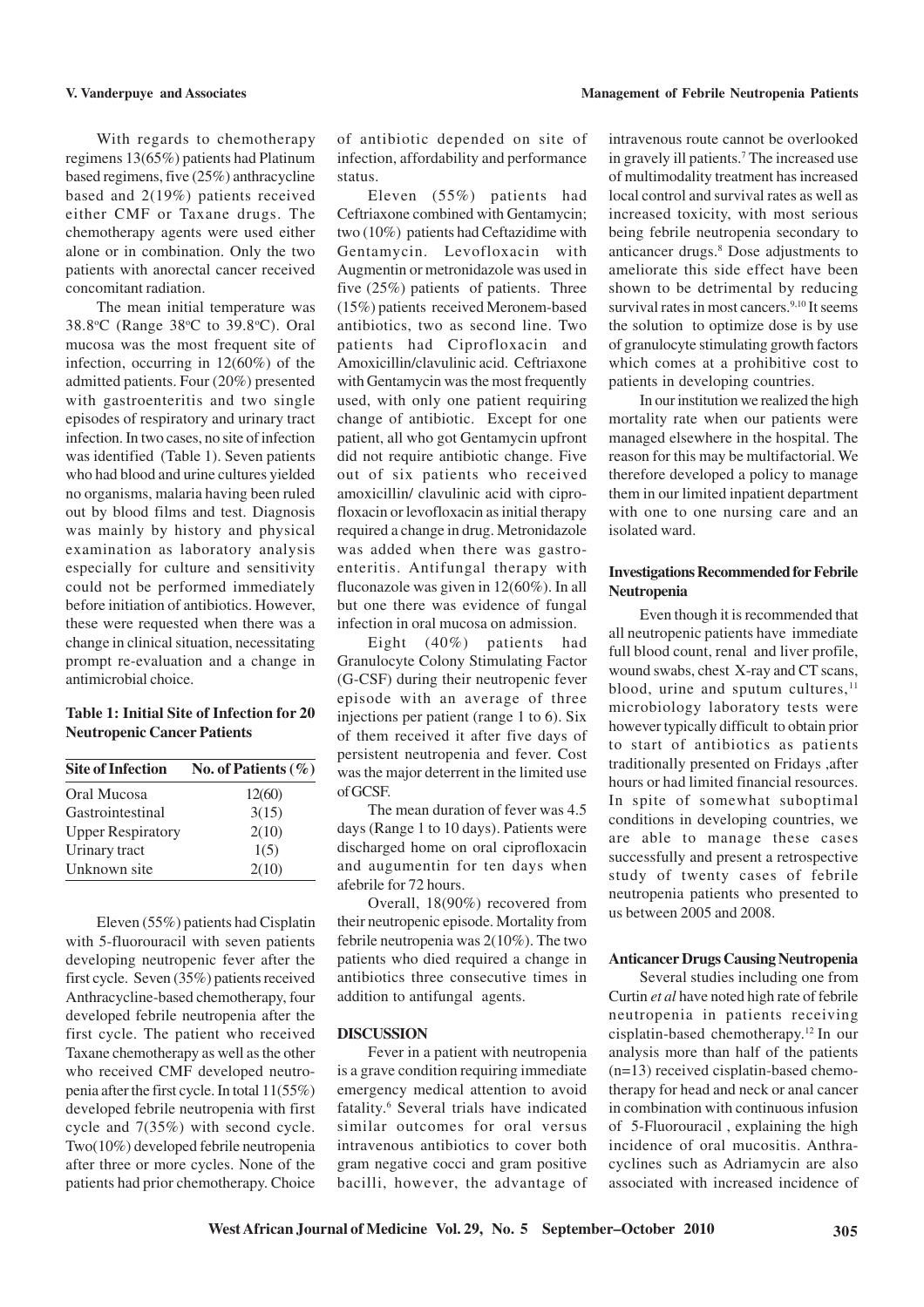With regards to chemotherapy regimens 13(65%) patients had Platinum based regimens, five (25%) anthracycline based and 2(19%) patients received either CMF or Taxane drugs. The chemotherapy agents were used either alone or in combination. Only the two patients with anorectal cancer received concomitant radiation.

The mean initial temperature was 38.8°C (Range 38°C to 39.8°C). Oral mucosa was the most frequent site of infection, occurring in 12(60%) of the admitted patients. Four (20%) presented with gastroenteritis and two single episodes of respiratory and urinary tract infection. In two cases, no site of infection was identified (Table 1). Seven patients who had blood and urine cultures yielded no organisms, malaria having been ruled out by blood films and test. Diagnosis was mainly by history and physical examination as laboratory analysis especially for culture and sensitivity could not be performed immediately before initiation of antibiotics. However, these were requested when there was a change in clinical situation, necessitating prompt re-evaluation and a change in antimicrobial choice.

**Table 1: Initial Site of Infection for 20 Neutropenic Cancer Patients**

| Site of Infection | No. of Patients (%) |
|---|---|
| Oral Mucosa | 12(60) |
| Gastrointestinal | 3(15) |
| Upper Respiratory | 2(10) |
| Urinary tract | 1(5) |
| Unknown site | 2(10) |

Eleven (55%) patients had Cisplatin with 5-fluorouracil with seven patients developing neutropenic fever after the first cycle. Seven (35%) patients received Anthracycline-based chemotherapy, four developed febrile neutropenia after the first cycle. The patient who received Taxane chemotherapy as well as the other who received CMF developed neutropenia after the first cycle. In total 11(55%) developed febrile neutropenia with first cycle and 7(35%) with second cycle. Two(10%) developed febrile neutropenia after three or more cycles. None of the patients had prior chemotherapy. Choice of antibiotic depended on site of infection, affordability and performance status.

Eleven (55%) patients had Ceftriaxone combined with Gentamycin; two (10%) patients had Ceftazidime with Gentamycin. Levofloxacin with Augmentin or metronidazole was used in five (25%) patients of patients. Three (15%) patients received Meronem-based antibiotics, two as second line. Two patients had Ciprofloxacin and Amoxicillin/clavulinic acid. Ceftriaxone with Gentamycin was the most frequently used, with only one patient requiring change of antibiotic. Except for one patient, all who got Gentamycin upfront did not require antibiotic change. Five out of six patients who received amoxicillin/ clavulinic acid with ciprofloxacin or levofloxacin as initial therapy required a change in drug. Metronidazole was added when there was gastroenteritis. Antifungal therapy with fluconazole was given in 12(60%). In all but one there was evidence of fungal infection in oral mucosa on admission.

Eight (40%) patients had Granulocyte Colony Stimulating Factor (G-CSF) during their neutropenic fever episode with an average of three injections per patient (range 1 to 6). Six of them received it after five days of persistent neutropenia and fever. Cost was the major deterrent in the limited use of GCSF.

The mean duration of fever was 4.5 days (Range 1 to 10 days). Patients were discharged home on oral ciprofloxacin and augumentin for ten days when afebrile for 72 hours.

Overall, 18(90%) recovered from their neutropenic episode. Mortality from febrile neutropenia was 2(10%). The two patients who died required a change in antibiotics three consecutive times in addition to antifungal agents.

## DISCUSSION

Fever in a patient with neutropenia is a grave condition requiring immediate emergency medical attention to avoid fatality.[6] Several trials have indicated similar outcomes for oral versus intravenous antibiotics to cover both gram negative cocci and gram positive bacilli, however, the advantage of intravenous route cannot be overlooked in gravely ill patients.[7] The increased use of multimodality treatment has increased local control and survival rates as well as increased toxicity, with most serious being febrile neutropenia secondary to anticancer drugs.[8] Dose adjustments to ameliorate this side effect have been shown to be detrimental by reducing survival rates in most cancers.[9,10] It seems the solution to optimize dose is by use of granulocyte stimulating growth factors which comes at a prohibitive cost to patients in developing countries.

In our institution we realized the high mortality rate when our patients were managed elsewhere in the hospital. The reason for this may be multifactorial. We therefore developed a policy to manage them in our limited inpatient department with one to one nursing care and an isolated ward.

### Investigations Recommended for Febrile Neutropenia

Even though it is recommended that all neutropenic patients have immediate full blood count, renal and liver profile, wound swabs, chest X-ray and CT scans, blood, urine and sputum cultures,[11] microbiology laboratory tests were however typically difficult to obtain prior to start of antibiotics as patients traditionally presented on Fridays ,after hours or had limited financial resources. In spite of somewhat suboptimal conditions in developing countries, we are able to manage these cases successfully and present a retrospective study of twenty cases of febrile neutropenia patients who presented to us between 2005 and 2008.

### Anticancer Drugs Causing Neutropenia

Several studies including one from Curtin *et al* have noted high rate of febrile neutropenia in patients receiving cisplatin-based chemotherapy.[12] In our analysis more than half of the patients (n=13) received cisplatin-based chemotherapy for head and neck or anal cancer in combination with continuous infusion of 5-Fluorouracil , explaining the high incidence of oral mucositis. Anthracyclines such as Adriamycin are also associated with increased incidence of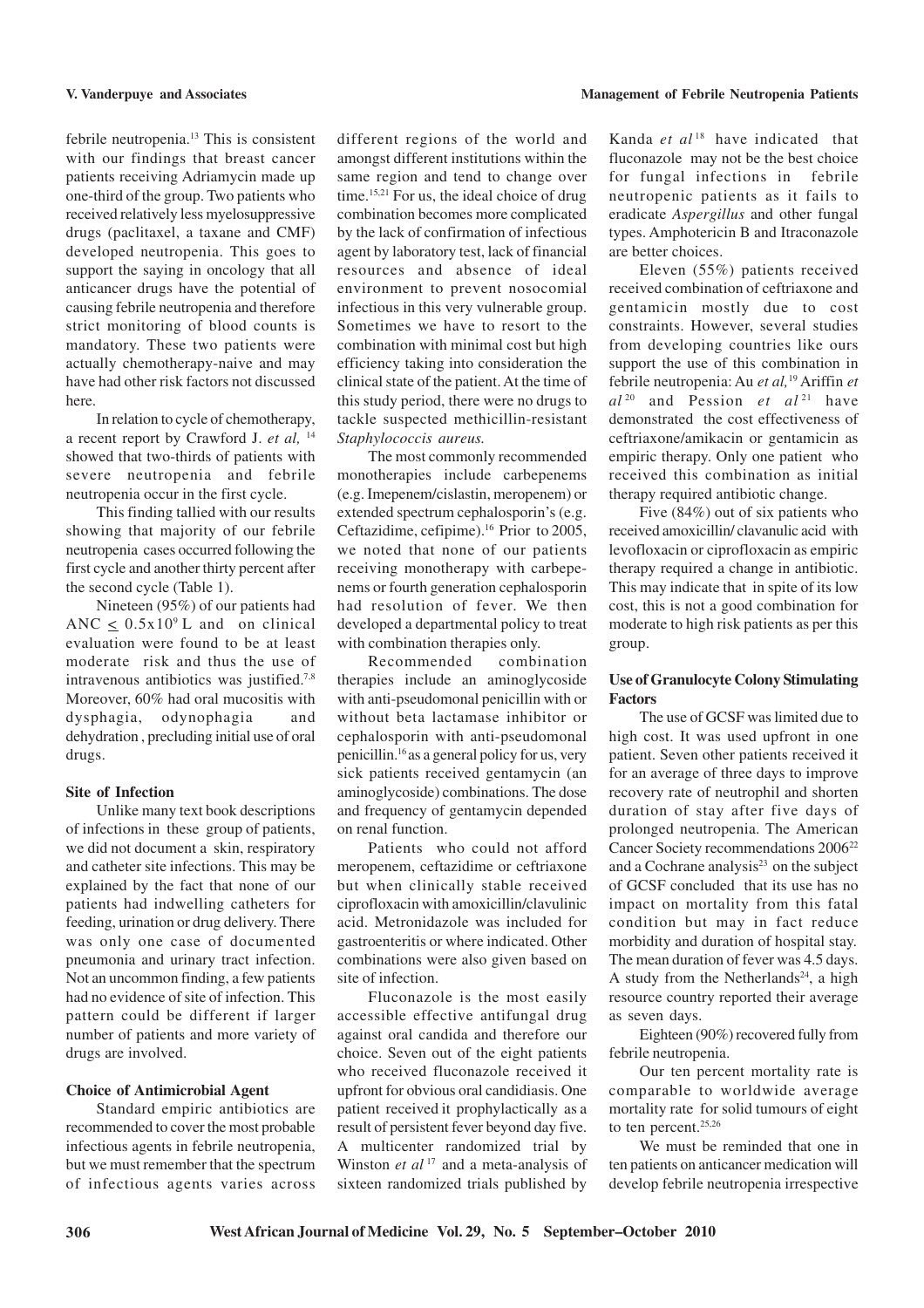febrile neutropenia.[13] This is consistent with our findings that breast cancer patients receiving Adriamycin made up one-third of the group. Two patients who received relatively less myelosuppressive drugs (paclitaxel, a taxane and CMF) developed neutropenia. This goes to support the saying in oncology that all anticancer drugs have the potential of causing febrile neutropenia and therefore strict monitoring of blood counts is mandatory. These two patients were actually chemotherapy-naive and may have had other risk factors not discussed here.

In relation to cycle of chemotherapy, a recent report by Crawford J. *et al,*[14] showed that two-thirds of patients with severe neutropenia and febrile neutropenia occur in the first cycle.

This finding tallied with our results showing that majority of our febrile neutropenia cases occurred following the first cycle and another thirty percent after the second cycle (Table 1).

Nineteen (95%) of our patients had ANC $\leq 0.5 \times 10^9$ L and on clinical evaluation were found to be at least moderate risk and thus the use of intravenous antibiotics was justified.[7,8] Moreover, 60% had oral mucositis with dysphagia, odynophagia and dehydration , precluding initial use of oral drugs.

**Site of Infection**

Unlike many text book descriptions of infections in these group of patients, we did not document a skin, respiratory and catheter site infections. This may be explained by the fact that none of our patients had indwelling catheters for feeding, urination or drug delivery. There was only one case of documented pneumonia and urinary tract infection. Not an uncommon finding, a few patients had no evidence of site of infection. This pattern could be different if larger number of patients and more variety of drugs are involved.

**Choice of Antimicrobial Agent**

Standard empiric antibiotics are recommended to cover the most probable infectious agents in febrile neutropenia, but we must remember that the spectrum of infectious agents varies across different regions of the world and amongst different institutions within the same region and tend to change over time.[15,21] For us, the ideal choice of drug combination becomes more complicated by the lack of confirmation of infectious agent by laboratory test, lack of financial resources and absence of ideal environment to prevent nosocomial infectious in this very vulnerable group. Sometimes we have to resort to the combination with minimal cost but high efficiency taking into consideration the clinical state of the patient. At the time of this study period, there were no drugs to tackle suspected methicillin-resistant *Staphylococcis aureus.*

The most commonly recommended monotherapies include carbepenems (e.g. Imepenem/cislastin, meropenem) or extended spectrum cephalosporin's (e.g. Ceftazidime, cefipime).[16] Prior to 2005, we noted that none of our patients receiving monotherapy with carbepenems or fourth generation cephalosporin had resolution of fever. We then developed a departmental policy to treat with combination therapies only.

Recommended combination therapies include an aminoglycoside with anti-pseudomonal penicillin with or without beta lactamase inhibitor or cephalosporin with anti-pseudomonal penicillin.[16] as a general policy for us, very sick patients received gentamycin (an aminoglycoside) combinations. The dose and frequency of gentamycin depended on renal function.

Patients who could not afford meropenem, ceftazidime or ceftriaxone but when clinically stable received ciprofloxacin with amoxicillin/clavulinic acid. Metronidazole was included for gastroenteritis or where indicated. Other combinations were also given based on site of infection.

Fluconazole is the most easily accessible effective antifungal drug against oral candida and therefore our choice. Seven out of the eight patients who received fluconazole received it upfront for obvious oral candidiasis. One patient received it prophylactically as a result of persistent fever beyond day five. A multicenter randomized trial by Winston *et al*[17] and a meta-analysis of sixteen randomized trials published by Kanda *et al*[18] have indicated that fluconazole may not be the best choice for fungal infections in febrile neutropenic patients as it fails to eradicate *Aspergillus* and other fungal types. Amphotericin B and Itraconazole are better choices.

Eleven (55%) patients received received combination of ceftriaxone and gentamicin mostly due to cost constraints. However, several studies from developing countries like ours support the use of this combination in febrile neutropenia: Au *et al,*[19] Ariffin *et al*[20] and Pession *et al*[21] have demonstrated the cost effectiveness of ceftriaxone/amikacin or gentamicin as empiric therapy. Only one patient who received this combination as initial therapy required antibiotic change.

Five (84%) out of six patients who received amoxicillin/ clavanulic acid with levofloxacin or ciprofloxacin as empiric therapy required a change in antibiotic. This may indicate that in spite of its low cost, this is not a good combination for moderate to high risk patients as per this group.

**Use of Granulocyte Colony Stimulating Factors**

The use of GCSF was limited due to high cost. It was used upfront in one patient. Seven other patients received it for an average of three days to improve recovery rate of neutrophil and shorten duration of stay after five days of prolonged neutropenia. The American Cancer Society recommendations 2006[22] and a Cochrane analysis[23] on the subject of GCSF concluded that its use has no impact on mortality from this fatal condition but may in fact reduce morbidity and duration of hospital stay. The mean duration of fever was 4.5 days. A study from the Netherlands[24], a high resource country reported their average as seven days.

Eighteen (90%) recovered fully from febrile neutropenia.

Our ten percent mortality rate is comparable to worldwide average mortality rate for solid tumours of eight to ten percent.[25,26]

We must be reminded that one in ten patients on anticancer medication will develop febrile neutropenia irrespective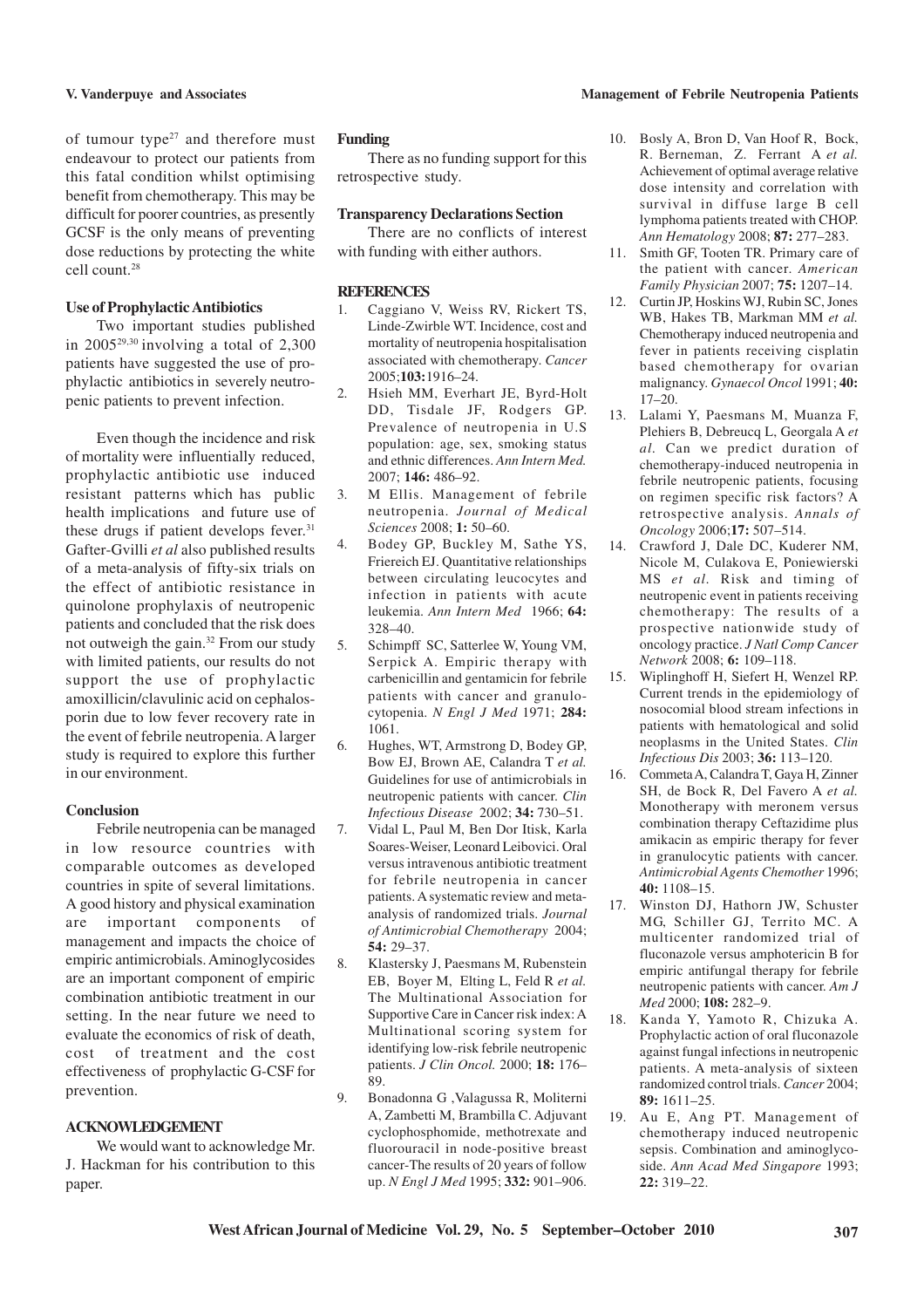of tumour type[27] and therefore must endeavour to protect our patients from this fatal condition whilst optimising benefit from chemotherapy. This may be difficult for poorer countries, as presently GCSF is the only means of preventing dose reductions by protecting the white cell count.[28]

### Use of Prophylactic Antibiotics

Two important studies published in 2005[29,30] involving a total of 2,300 patients have suggested the use of prophylactic antibiotics in severely neutropenic patients to prevent infection.

Even though the incidence and risk of mortality were influentially reduced, prophylactic antibiotic use induced resistant patterns which has public health implications and future use of these drugs if patient develops fever.[31] Gafter-Gvilli *et al* also published results of a meta-analysis of fifty-six trials on the effect of antibiotic resistance in quinolone prophylaxis of neutropenic patients and concluded that the risk does not outweigh the gain.[32] From our study with limited patients, our results do not support the use of prophylactic amoxillicin/clavulinic acid on cephalosporin due to low fever recovery rate in the event of febrile neutropenia. A larger study is required to explore this further in our environment.

### Conclusion

Febrile neutropenia can be managed in low resource countries with comparable outcomes as developed countries in spite of several limitations. A good history and physical examination are important components of management and impacts the choice of empiric antimicrobials. Aminoglycosides are an important component of empiric combination antibiotic treatment in our setting. In the near future we need to evaluate the economics of risk of death, cost of treatment and the cost effectiveness of prophylactic G-CSF for prevention.

### ACKNOWLEDGEMENT

We would want to acknowledge Mr. J. Hackman for his contribution to this paper.

### Funding

There as no funding support for this retrospective study.

### Transparency Declarations Section

There are no conflicts of interest with funding with either authors.

### REFERENCES

1. Caggiano V, Weiss RV, Rickert TS, Linde-Zwirble WT. Incidence, cost and mortality of neutropenia hospitalisation associated with chemotherapy. *Cancer* 2005;**103:**1916–24.
2. Hsieh MM, Everhart JE, Byrd-Holt DD, Tisdale JF, Rodgers GP. Prevalence of neutropenia in U.S population: age, sex, smoking status and ethnic differences. *Ann Intern Med.* 2007; **146:** 486–92.
3. M Ellis. Management of febrile neutropenia. *Journal of Medical Sciences* 2008; **1:** 50–60.
4. Bodey GP, Buckley M, Sathe YS, Friereich EJ. Quantitative relationships between circulating leucocytes and infection in patients with acute leukemia. *Ann Intern Med* 1966; **64:** 328–40.
5. Schimpff SC, Satterlee W, Young VM, Serpick A. Empiric therapy with carbenicillin and gentamicin for febrile patients with cancer and granulocytopenia. *N Engl J Med* 1971; **284:** 1061.
6. Hughes, WT, Armstrong D, Bodey GP, Bow EJ, Brown AE, Calandra T *et al.* Guidelines for use of antimicrobials in neutropenic patients with cancer. *Clin Infectious Disease* 2002; **34:** 730–51.
7. Vidal L, Paul M, Ben Dor Itisk, Karla Soares-Weiser, Leonard Leibovici. Oral versus intravenous antibiotic treatment for febrile neutropenia in cancer patients. A systematic review and meta-analysis of randomized trials. *Journal of Antimicrobial Chemotherapy* 2004; **54:** 29–37.
8. Klastersky J, Paesmans M, Rubenstein EB, Boyer M, Elting L, Feld R *et al.* The Multinational Association for Supportive Care in Cancer risk index: A Multinational scoring system for identifying low-risk febrile neutropenic patients. *J Clin Oncol.* 2000; **18:** 176–89.
9. Bonadonna G ,Valagussa R, Moliterni A, Zambetti M, Brambilla C. Adjuvant cyclophosphomide, methotrexate and fluorouracil in node-positive breast cancer-The results of 20 years of follow up. *N Engl J Med* 1995; **332:** 901–906.
10. Bosly A, Bron D, Van Hoof R, Bock, R. Berneman, Z. Ferrant A *et al.* Achievement of optimal average relative dose intensity and correlation with survival in diffuse large B cell lymphoma patients treated with CHOP. *Ann Hematology* 2008; **87:** 277–283.
11. Smith GF, Tooten TR. Primary care of the patient with cancer. *American Family Physician* 2007; **75:** 1207–14.
12. Curtin JP, Hoskins WJ, Rubin SC, Jones WB, Hakes TB, Markman MM *et al.* Chemotherapy induced neutropenia and fever in patients receiving cisplatin based chemotherapy for ovarian malignancy. *Gynaecol Oncol* 1991; **40:** 17–20.
13. Lalami Y, Paesmans M, Muanza F, Plehiers B, Debreucq L, Georgala A *et al*. Can we predict duration of chemotherapy-induced neutropenia in febrile neutropenic patients, focusing on regimen specific risk factors? A retrospective analysis. *Annals of Oncology* 2006;**17:** 507–514.
14. Crawford J, Dale DC, Kuderer NM, Nicole M, Culakova E, Poniewierski MS *et al*. Risk and timing of neutropenic event in patients receiving chemotherapy: The results of a prospective nationwide study of oncology practice. *J Natl Comp Cancer Network* 2008; **6:** 109–118.
15. Wiplinghoff H, Siefert H, Wenzel RP. Current trends in the epidemiology of nosocomial blood stream infections in patients with hematological and solid neoplasms in the United States. *Clin Infectious Dis* 2003; **36:** 113–120.
16. Commeta A, Calandra T, Gaya H, Zinner SH, de Bock R, Del Favero A *et al.* Monotherapy with meronem versus combination therapy Ceftazidime plus amikacin as empiric therapy for fever in granulocytic patients with cancer. *Antimicrobial Agents Chemother* 1996; **40:** 1108–15.
17. Winston DJ, Hathorn JW, Schuster MG, Schiller GJ, Territo MC. A multicenter randomized trial of fluconazole versus amphotericin B for empiric antifungal therapy for febrile neutropenic patients with cancer. *Am J Med* 2000; **108:** 282–9.
18. Kanda Y, Yamoto R, Chizuka A. Prophylactic action of oral fluconazole against fungal infections in neutropenic patients. A meta-analysis of sixteen randomized control trials. *Cancer* 2004; **89:** 1611–25.
19. Au E, Ang PT. Management of chemotherapy induced neutropenic sepsis. Combination and aminoglycoside. *Ann Acad Med Singapore* 1993; **22:** 319–22.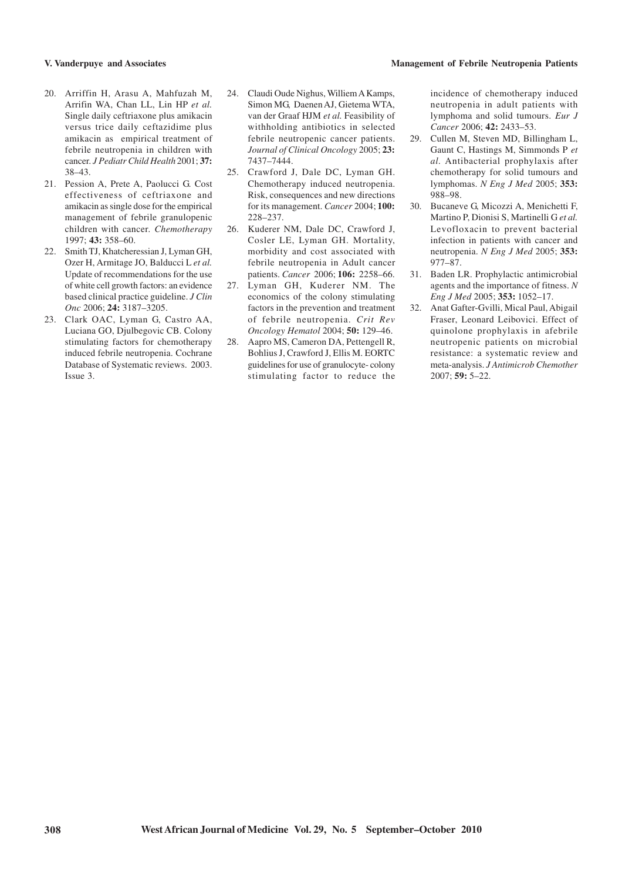20. Arriffin H, Arasu A, Mahfuzah M, Arrifin WA, Chan LL, Lin HP *et al.* Single daily ceftriaxone plus amikacin versus trice daily ceftazidime plus amikacin as empirical treatment of febrile neutropenia in children with cancer. *J Pediatr Child Health* 2001; **37:** 38–43.
21. Pession A, Prete A, Paolucci G. Cost effectiveness of ceftriaxone and amikacin as single dose for the empirical management of febrile granulopenic children with cancer. *Chemotherapy* 1997; **43:** 358–60.
22. Smith TJ, Khatcheressian J, Lyman GH, Ozer H, Armitage JO, Balducci L *et al.* Update of recommendations for the use of white cell growth factors: an evidence based clinical practice guideline. *J Clin Onc* 2006; **24:** 3187–3205.
23. Clark OAC, Lyman G, Castro AA, Luciana GO, Djulbegovic CB. Colony stimulating factors for chemotherapy induced febrile neutropenia. Cochrane Database of Systematic reviews. 2003. Issue 3.
24. Claudi Oude Nighus, Williem A Kamps, Simon MG, Daenen AJ, Gietema WTA, van der Graaf HJM *et al.* Feasibility of withholding antibiotics in selected febrile neutropenic cancer patients. *Journal of Clinical Oncology* 2005; **23:** 7437–7444.
25. Crawford J, Dale DC, Lyman GH. Chemotherapy induced neutropenia. Risk, consequences and new directions for its management. *Cancer* 2004; **100:** 228–237.
26. Kuderer NM, Dale DC, Crawford J, Cosler LE, Lyman GH. Mortality, morbidity and cost associated with febrile neutropenia in Adult cancer patients. *Cancer* 2006; **106:** 2258–66.
27. Lyman GH, Kuderer NM. The economics of the colony stimulating factors in the prevention and treatment of febrile neutropenia. *Crit Rev Oncology Hematol* 2004; **50:** 129–46.
28. Aapro MS, Cameron DA, Pettengell R, Bohlius J, Crawford J, Ellis M. EORTC guidelines for use of granulocyte- colony stimulating factor to reduce the incidence of chemotherapy induced neutropenia in adult patients with lymphoma and solid tumours. *Eur J Cancer* 2006; **42:** 2433–53.
29. Cullen M, Steven MD, Billingham L, Gaunt C, Hastings M, Simmonds P *et al.* Antibacterial prophylaxis after chemotherapy for solid tumours and lymphomas. *N Eng J Med* 2005; **353:** 988–98.
30. Bucaneve G, Micozzi A, Menichetti F, Martino P, Dionisi S, Martinelli G *et al.* Levofloxacin to prevent bacterial infection in patients with cancer and neutropenia. *N Eng J Med* 2005; **353:** 977–87.
31. Baden LR. Prophylactic antimicrobial agents and the importance of fitness. *N Eng J Med* 2005; **353:** 1052–17.
32. Anat Gafter-Gvilli, Mical Paul, Abigail Fraser, Leonard Leibovici. Effect of quinolone prophylaxis in afebrile neutropenic patients on microbial resistance: a systematic review and meta-analysis. *J Antimicrob Chemother* 2007; **59:** 5–22.